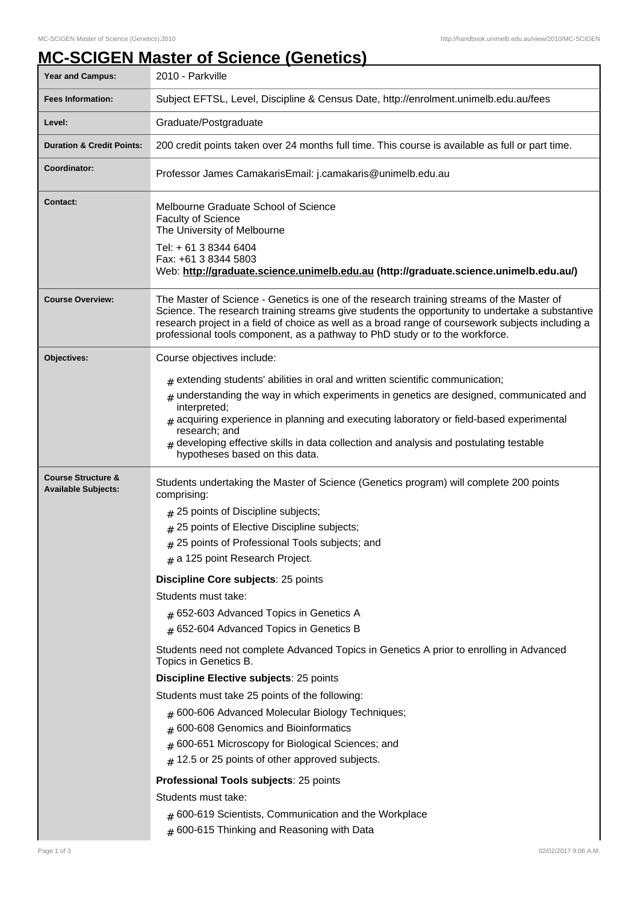# MC-SCIGEN Master of Science (Genetics)

| | |
|---|---|
| **Year and Campus:** | 2010 - Parkville |
| **Fees Information:** | Subject EFTSL, Level, Discipline & Census Date, http://enrolment.unimelb.edu.au/fees |
| **Level:** | Graduate/Postgraduate |
| **Duration & Credit Points:** | 200 credit points taken over 24 months full time. This course is available as full or part time. |
| **Coordinator:** | Professor James CamakarisEmail: j.camakaris@unimelb.edu.au |
| **Contact:** | Melbourne Graduate School of Science<br>Faculty of Science<br>The University of Melbourne<br>Tel: + 61 3 8344 6404<br>Fax: +61 3 8344 5803<br>Web: **http://graduate.science.unimelb.edu.au (http://graduate.science.unimelb.edu.au/)** |
| **Course Overview:** | The Master of Science - Genetics is one of the research training streams of the Master of Science. The research training streams give students the opportunity to undertake a substantive research project in a field of choice as well as a broad range of coursework subjects including a professional tools component, as a pathway to PhD study or to the workforce. |
| **Objectives:** | Course objectives include:<br># extending students' abilities in oral and written scientific communication;<br># understanding the way in which experiments in genetics are designed, communicated and interpreted;<br># acquiring experience in planning and executing laboratory or field-based experimental research; and<br># developing effective skills in data collection and analysis and postulating testable hypotheses based on this data. |
| **Course Structure & Available Subjects:** | Students undertaking the Master of Science (Genetics program) will complete 200 points comprising:<br># 25 points of Discipline subjects;<br># 25 points of Elective Discipline subjects;<br># 25 points of Professional Tools subjects; and<br># a 125 point Research Project.<br>**Discipline Core subjects**: 25 points<br>Students must take:<br># 652-603 Advanced Topics in Genetics A<br># 652-604 Advanced Topics in Genetics B<br>Students need not complete Advanced Topics in Genetics A prior to enrolling in Advanced Topics in Genetics B.<br>**Discipline Elective subjects**: 25 points<br>Students must take 25 points of the following:<br># 600-606 Advanced Molecular Biology Techniques;<br># 600-608 Genomics and Bioinformatics<br># 600-651 Microscopy for Biological Sciences; and<br># 12.5 or 25 points of other approved subjects.<br>**Professional Tools subjects**: 25 points<br>Students must take:<br># 600-619 Scientists, Communication and the Workplace<br># 600-615 Thinking and Reasoning with Data |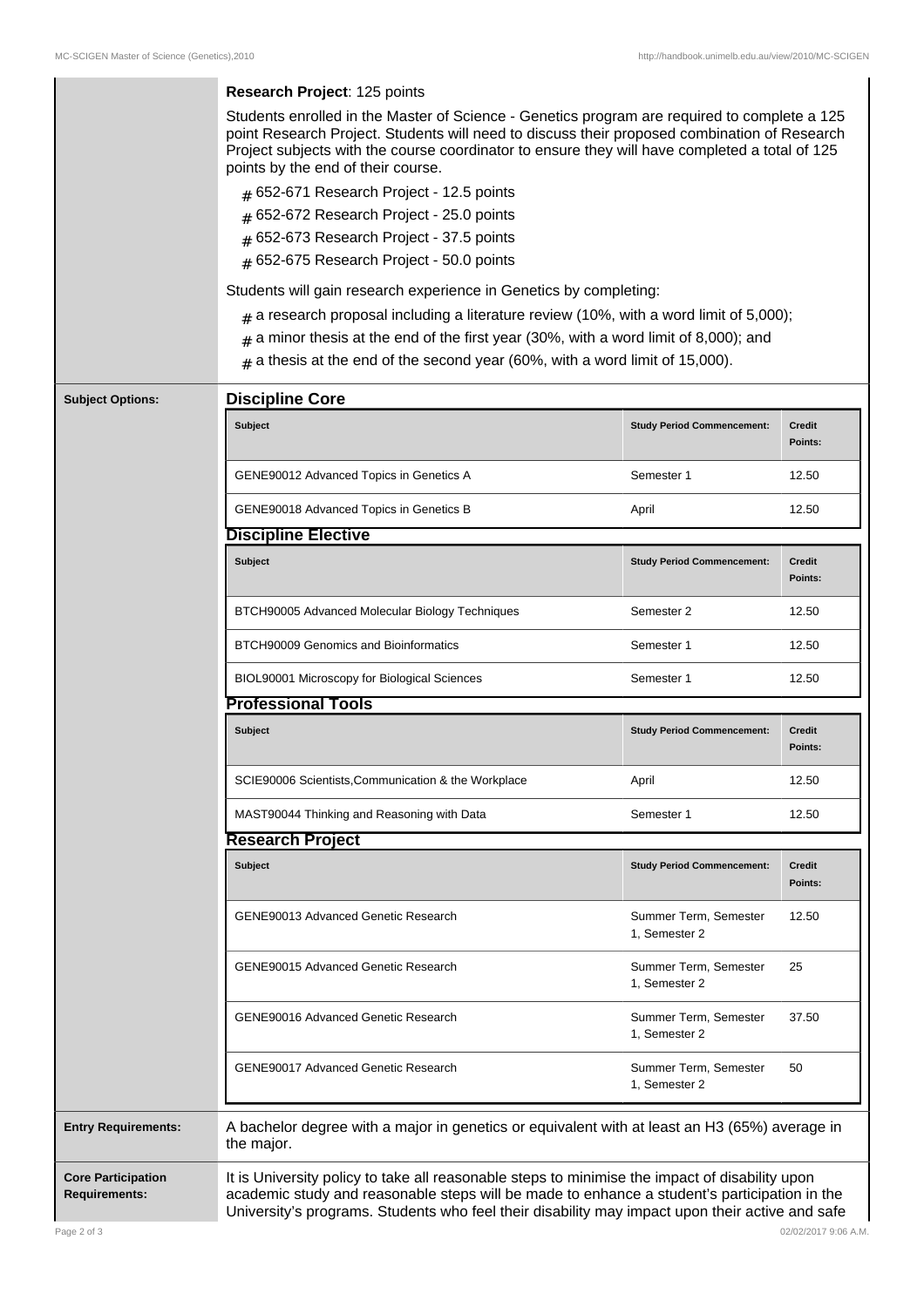**Research Project**: 125 points

Students enrolled in the Master of Science - Genetics program are required to complete a 125 point Research Project. Students will need to discuss their proposed combination of Research Project subjects with the course coordinator to ensure they will have completed a total of 125 points by the end of their course.

- 652-671 Research Project - 12.5 points
- 652-672 Research Project - 25.0 points
- 652-673 Research Project - 37.5 points
- 652-675 Research Project - 50.0 points

Students will gain research experience in Genetics by completing:

- a research proposal including a literature review (10%, with a word limit of 5,000);
- a minor thesis at the end of the first year (30%, with a word limit of 8,000); and
- a thesis at the end of the second year (60%, with a word limit of 15,000).

**Subject Options:**

## Discipline Core

| Subject | Study Period Commencement: | Credit Points: |
|---|---|---|
| GENE90012 Advanced Topics in Genetics A | Semester 1 | 12.50 |
| GENE90018 Advanced Topics in Genetics B | April | 12.50 |

## Discipline Elective

| Subject | Study Period Commencement: | Credit Points: |
|---|---|---|
| BTCH90005 Advanced Molecular Biology Techniques | Semester 2 | 12.50 |
| BTCH90009 Genomics and Bioinformatics | Semester 1 | 12.50 |
| BIOL90001 Microscopy for Biological Sciences | Semester 1 | 12.50 |

## Professional Tools

| Subject | Study Period Commencement: | Credit Points: |
|---|---|---|
| SCIE90006 Scientists,Communication & the Workplace | April | 12.50 |
| MAST90044 Thinking and Reasoning with Data | Semester 1 | 12.50 |

## Research Project

| Subject | Study Period Commencement: | Credit Points: |
|---|---|---|
| GENE90013 Advanced Genetic Research | Summer Term, Semester 1, Semester 2 | 12.50 |
| GENE90015 Advanced Genetic Research | Summer Term, Semester 1, Semester 2 | 25 |
| GENE90016 Advanced Genetic Research | Summer Term, Semester 1, Semester 2 | 37.50 |
| GENE90017 Advanced Genetic Research | Summer Term, Semester 1, Semester 2 | 50 |

**Entry Requirements:**

A bachelor degree with a major in genetics or equivalent with at least an H3 (65%) average in the major.

**Core Participation Requirements:**

It is University policy to take all reasonable steps to minimise the impact of disability upon academic study and reasonable steps will be made to enhance a student's participation in the University's programs. Students who feel their disability may impact upon their active and safe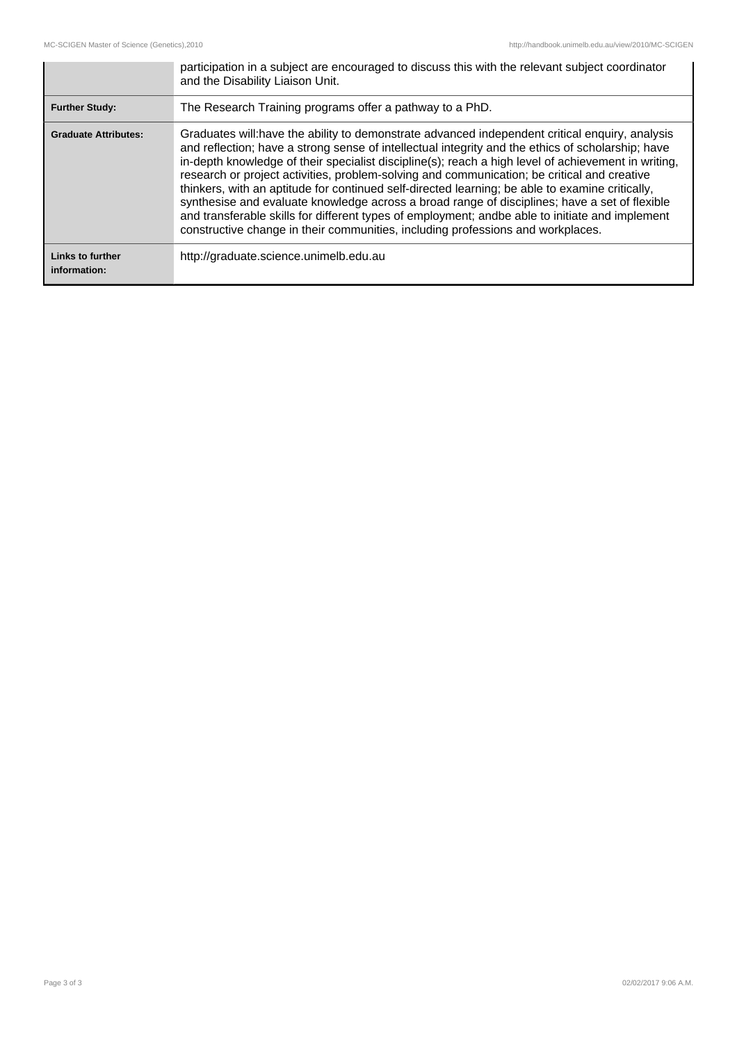| | |
|---|---|
| | participation in a subject are encouraged to discuss this with the relevant subject coordinator and the Disability Liaison Unit. |
| **Further Study:** | The Research Training programs offer a pathway to a PhD. |
| **Graduate Attributes:** | Graduates will:have the ability to demonstrate advanced independent critical enquiry, analysis and reflection; have a strong sense of intellectual integrity and the ethics of scholarship; have in-depth knowledge of their specialist discipline(s); reach a high level of achievement in writing, research or project activities, problem-solving and communication; be critical and creative thinkers, with an aptitude for continued self-directed learning; be able to examine critically, synthesise and evaluate knowledge across a broad range of disciplines; have a set of flexible and transferable skills for different types of employment; andbe able to initiate and implement constructive change in their communities, including professions and workplaces. |
| **Links to further information:** | http://graduate.science.unimelb.edu.au |